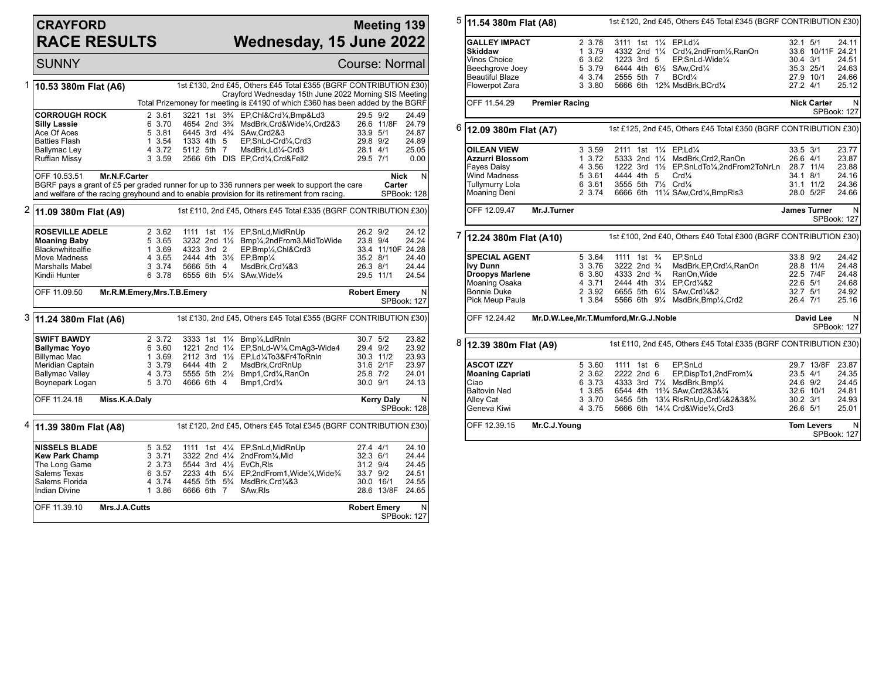# CRAYFORD RACE RESULTS

## Meeting 139 — Wednesday, 15 June 2022

SUNNY — Course: Normal

### 1 — 10.53 380m Flat (A6)

1st £130, 2nd £45, Others £45 Total £355 (BGRF CONTRIBUTION £30)
Crayford Wednesday 15th June 2022 Morning SIS Meeting
Total Prizemoney for meeting is £4190 of which £360 has been added by the BGRF

| Greyhound | Trap | Sect | Bends | Pos | Dist | Remarks | Wt | SP | Time |
|---|---|---|---|---|---|---|---|---|---|
| **CORROUGH ROCK** | 2 | 3.61 | 3221 | 1st | 3¾ | EP,Chl&Crd¼,Bmp&Ld3 | 29.5 | 9/2 | 24.49 |
| **Silly Lassie** | 6 | 3.70 | 4654 | 2nd | 3¾ | MsdBrk,Crd&Wide¼,Crd2&3 | 26.6 | 11/8F | 24.79 |
| Ace Of Aces | 5 | 3.81 | 6445 | 3rd | 4¾ | SAw,Crd2&3 | 33.9 | 5/1 | 24.87 |
| Batties Flash | 1 | 3.54 | 1333 | 4th | 5 | EP,SnLd-Crd¼,Crd3 | 29.8 | 9/2 | 24.89 |
| Ballymac Ley | 4 | 3.72 | 5112 | 5th | 7 | MsdBrk,Ld¼-Crd3 | 28.1 | 4/1 | 25.05 |
| Ruffian Missy | 3 | 3.59 | 2566 | 6th | DIS | EP,Crd¼,Crd&Fell2 | 29.5 | 7/1 | 0.00 |

OFF 10.53.51 — Mr.N.F.Carter — Nick Carter — N

BGRF pays a grant of £5 per graded runner for up to 336 runners per week to support the care and welfare of the racing greyhound and to enable provision for its retirement from racing.

SPBook: 128

### 2 — 11.09 380m Flat (A9)

1st £110, 2nd £45, Others £45 Total £335 (BGRF CONTRIBUTION £30)

| Greyhound | Trap | Sect | Bends | Pos | Dist | Remarks | Wt | SP | Time |
|---|---|---|---|---|---|---|---|---|---|
| **ROSEVILLE ADELE** | 2 | 3.62 | 1111 | 1st | 1½ | EP,SnLd,MidRnUp | 26.2 | 9/2 | 24.12 |
| **Moaning Baby** | 5 | 3.65 | 3232 | 2nd | 1½ | Bmp¼,2ndFrom3,MidToWide | 23.8 | 9/4 | 24.24 |
| Blacknwhitealfie | 1 | 3.69 | 4323 | 3rd | 2 | EP,Bmp¼,Chl&Crd3 | 33.4 | 11/10F | 24.28 |
| Move Madness | 4 | 3.65 | 2444 | 4th | 3½ | EP,Bmp¼ | 35.2 | 8/1 | 24.40 |
| Marshalls Mabel | 3 | 3.74 | 5666 | 5th | 4 | MsdBrk,Crd¼&3 | 26.3 | 8/1 | 24.44 |
| Kindii Hunter | 6 | 3.78 | 6555 | 6th | 5¼ | SAw,Wide¼ | 29.5 | 11/1 | 24.54 |

OFF 11.09.50 — Mr.R.M.Emery,Mrs.T.B.Emery — Robert Emery — N — SPBook: 127

### 3 — 11.24 380m Flat (A6)

1st £130, 2nd £45, Others £45 Total £355 (BGRF CONTRIBUTION £30)

| Greyhound | Trap | Sect | Bends | Pos | Dist | Remarks | Wt | SP | Time |
|---|---|---|---|---|---|---|---|---|---|
| **SWIFT BAWDY** | 2 | 3.72 | 3333 | 1st | 1¼ | Bmp¼,LdRnIn | 30.7 | 5/2 | 23.82 |
| **Ballymac Yoyo** | 6 | 3.60 | 1221 | 2nd | 1¼ | EP,SnLd-W¼,CmAg3-Wide4 | 29.4 | 9/2 | 23.92 |
| Billymac Mac | 1 | 3.69 | 2112 | 3rd | 1½ | EP,Ld¼To3&Fr4ToRnIn | 30.3 | 11/2 | 23.93 |
| Meridian Captain | 3 | 3.79 | 6444 | 4th | 2 | MsdBrk,CrdRnUp | 31.6 | 2/1F | 23.97 |
| Ballymac Valley | 4 | 3.73 | 5555 | 5th | 2½ | Bmp1,Crd¼,RanOn | 25.8 | 7/2 | 24.01 |
| Boynepark Logan | 5 | 3.70 | 4666 | 6th | 4 | Bmp1,Crd¼ | 30.0 | 9/1 | 24.13 |

OFF 11.24.18 — Miss.K.A.Daly — Kerry Daly — N — SPBook: 128

### 4 — 11.39 380m Flat (A8)

1st £120, 2nd £45, Others £45 Total £345 (BGRF CONTRIBUTION £30)

| Greyhound | Trap | Sect | Bends | Pos | Dist | Remarks | Wt | SP | Time |
|---|---|---|---|---|---|---|---|---|---|
| **NISSELS BLADE** | 5 | 3.52 | 1111 | 1st | 4¼ | EP,SnLd,MidRnUp | 27.4 | 4/1 | 24.10 |
| **Kew Park Champ** | 3 | 3.71 | 3322 | 2nd | 4¼ | 2ndFrom¼,Mid | 32.3 | 6/1 | 24.44 |
| The Long Game | 2 | 3.73 | 5544 | 3rd | 4½ | EvCh,Rls | 31.2 | 9/4 | 24.45 |
| Salems Texas | 6 | 3.57 | 2233 | 4th | 5¼ | EP,2ndFrom1,Wide¼,Wide¾ | 33.7 | 9/2 | 24.51 |
| Salems Florida | 4 | 3.74 | 4455 | 5th | 5¾ | MsdBrk,Crd¼&3 | 30.0 | 16/1 | 24.55 |
| Indian Divine | 1 | 3.86 | 6666 | 6th | 7 | SAw,Rls | 28.6 | 13/8F | 24.65 |

OFF 11.39.10 — Mrs.J.A.Cutts — Robert Emery — N — SPBook: 127

### 5 — 11.54 380m Flat (A8)

1st £120, 2nd £45, Others £45 Total £345 (BGRF CONTRIBUTION £30)

| Greyhound | Trap | Sect | Bends | Pos | Dist | Remarks | Wt | SP | Time |
|---|---|---|---|---|---|---|---|---|---|
| **GALLEY IMPACT** | 2 | 3.78 | 3111 | 1st | 1¼ | EP,Ld¼ | 32.1 | 5/1 | 24.11 |
| **Skiddaw** | 1 | 3.79 | 4332 | 2nd | 1¼ | Crd¼,2ndFrom½,RanOn | 33.6 | 10/11F | 24.21 |
| Vinos Choice | 6 | 3.62 | 1223 | 3rd | 5 | EP,SnLd-Wide¼ | 30.4 | 3/1 | 24.51 |
| Beechgrove Joey | 5 | 3.79 | 6444 | 4th | 6½ | SAw,Crd¼ | 35.3 | 25/1 | 24.63 |
| Beautiful Blaze | 4 | 3.74 | 2555 | 5th | 7 | BCrd¼ | 27.9 | 10/1 | 24.66 |
| Flowerpot Zara | 3 | 3.80 | 5666 | 6th | 12¾ | MsdBrk,BCrd¼ | 27.2 | 4/1 | 25.12 |

OFF 11.54.29 — Premier Racing — Nick Carter — N — SPBook: 127

### 6 — 12.09 380m Flat (A7)

1st £125, 2nd £45, Others £45 Total £350 (BGRF CONTRIBUTION £30)

| Greyhound | Trap | Sect | Bends | Pos | Dist | Remarks | Wt | SP | Time |
|---|---|---|---|---|---|---|---|---|---|
| **OILEAN VIEW** | 3 | 3.59 | 2111 | 1st | 1¼ | EP,Ld¼ | 33.5 | 3/1 | 23.77 |
| **Azzurri Blossom** | 1 | 3.72 | 5333 | 2nd | 1¼ | MsdBrk,Crd2,RanOn | 26.6 | 4/1 | 23.87 |
| Fayes Daisy | 4 | 3.56 | 1222 | 3rd | 1½ | EP,SnLdTo¼,2ndFrom2ToNrLn | 28.7 | 11/4 | 23.88 |
| Wind Madness | 5 | 3.61 | 4444 | 4th | 5 | Crd¼ | 34.1 | 8/1 | 24.16 |
| Tullymurry Lola | 6 | 3.61 | 3555 | 5th | 7½ | Crd¼ | 31.1 | 11/2 | 24.36 |
| Moaning Deni | 2 | 3.74 | 6666 | 6th | 11¼ | SAw,Crd¼,BmpRls3 | 28.0 | 5/2F | 24.66 |

OFF 12.09.47 — Mr.J.Turner — James Turner — N — SPBook: 127

### 7 — 12.24 380m Flat (A10)

1st £100, 2nd £40, Others £40 Total £300 (BGRF CONTRIBUTION £30)

| Greyhound | Trap | Sect | Bends | Pos | Dist | Remarks | Wt | SP | Time |
|---|---|---|---|---|---|---|---|---|---|
| **SPECIAL AGENT** | 5 | 3.64 | 1111 | 1st | ¾ | EP,SnLd | 33.8 | 9/2 | 24.42 |
| **Ivy Dunn** | 3 | 3.76 | 3222 | 2nd | ¾ | MsdBrk,EP,Crd¼,RanOn | 28.8 | 11/4 | 24.48 |
| **Droopys Marlene** | 6 | 3.80 | 4333 | 2nd | ¾ | RanOn,Wide | 22.5 | 7/4F | 24.48 |
| Moaning Osaka | 4 | 3.71 | 2444 | 4th | 3¼ | EP,Crd¼&2 | 22.6 | 5/1 | 24.68 |
| Bonnie Duke | 2 | 3.92 | 6655 | 5th | 6¼ | SAw,Crd¼&2 | 32.7 | 5/1 | 24.92 |
| Pick Meup Paula | 1 | 3.84 | 5566 | 6th | 9¼ | MsdBrk,Bmp¼,Crd2 | 26.4 | 7/1 | 25.16 |

OFF 12.24.42 — Mr.D.W.Lee,Mr.T.Mumford,Mr.G.J.Noble — David Lee — N — SPBook: 127

### 8 — 12.39 380m Flat (A9)

1st £110, 2nd £45, Others £45 Total £335 (BGRF CONTRIBUTION £30)

| Greyhound | Trap | Sect | Bends | Pos | Dist | Remarks | Wt | SP | Time |
|---|---|---|---|---|---|---|---|---|---|
| **ASCOT IZZY** | 5 | 3.60 | 1111 | 1st | 6 | EP,SnLd | 29.7 | 13/8F | 23.87 |
| **Moaning Capriati** | 2 | 3.62 | 2222 | 2nd | 6 | EP,DispTo1,2ndFrom¼ | 23.5 | 4/1 | 24.35 |
| Ciao | 6 | 3.73 | 4333 | 3rd | 7¼ | MsdBrk,Bmp¼ | 24.6 | 9/2 | 24.45 |
| Baltovin Ned | 1 | 3.85 | 6544 | 4th | 11¾ | SAw,Crd2&3&¾ | 32.6 | 10/1 | 24.81 |
| Alley Cat | 3 | 3.70 | 3455 | 5th | 13¼ | RlsRnUp,Crd¼&2&3&¾ | 30.2 | 3/1 | 24.93 |
| Geneva Kiwi | 4 | 3.75 | 5666 | 6th | 14¼ | Crd&Wide¼,Crd3 | 26.6 | 5/1 | 25.01 |

OFF 12.39.15 — Mr.C.J.Young — Tom Levers — N — SPBook: 127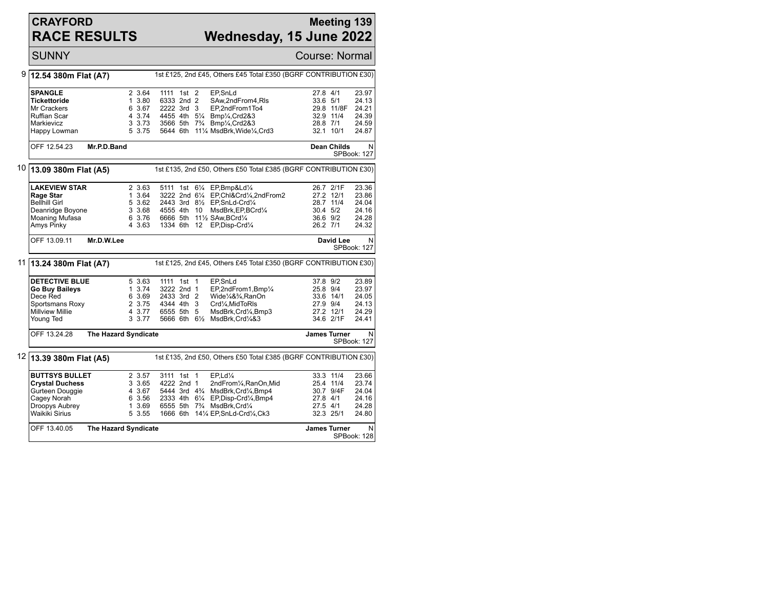# CRAYFORD RACE RESULTS

## Meeting 139 — Wednesday, 15 June 2022

SUNNY — Course: Normal

### 9 — 12.54 380m Flat (A7)

1st £125, 2nd £45, Others £45 Total £350 (BGRF CONTRIBUTION £30)

| | | | | | | | | | | |
|---|---|---|---|---|---|---|---|---|---|---|
| **SPANGLE** | 2 | 3.64 | 1111 | 1st | 2 | EP,SnLd | 27.8 | 4/1 | 23.97 |
| **Tickettoride** | 1 | 3.80 | 6333 | 2nd | 2 | SAw,2ndFrom4,Rls | 33.6 | 5/1 | 24.13 |
| Mr Crackers | 6 | 3.67 | 2222 | 3rd | 3 | EP,2ndFrom1To4 | 29.8 | 11/8F | 24.21 |
| Ruffian Scar | 4 | 3.74 | 4455 | 4th | 5¼ | Bmp¼,Crd2&3 | 32.9 | 11/4 | 24.39 |
| Markievicz | 3 | 3.73 | 3566 | 5th | 7¾ | Bmp¼,Crd2&3 | 28.8 | 7/1 | 24.59 |
| Happy Lowman | 5 | 3.75 | 5644 | 6th | 11¼ | MsdBrk,Wide¼,Crd3 | 32.1 | 10/1 | 24.87 |

OFF 12.54.23 **Mr.P.D.Band** — **Dean Childs** N — SPBook: 127

### 10 — 13.09 380m Flat (A5)

1st £135, 2nd £50, Others £50 Total £385 (BGRF CONTRIBUTION £30)

| | | | | | | | | | | |
|---|---|---|---|---|---|---|---|---|---|---|
| **LAKEVIEW STAR** | 2 | 3.63 | 5111 | 1st | 6¼ | EP,Bmp&Ld¼ | 26.7 | 2/1F | 23.36 |
| **Rage Star** | 1 | 3.64 | 3222 | 2nd | 6¼ | EP,Chl&Crd¼,2ndFrom2 | 27.2 | 12/1 | 23.86 |
| Bellhill Girl | 5 | 3.62 | 2443 | 3rd | 8½ | EP,SnLd-Crd¼ | 28.7 | 11/4 | 24.04 |
| Deanridge Boyone | 3 | 3.68 | 4555 | 4th | 10 | MsdBrk,EP,BCrd¼ | 30.4 | 5/2 | 24.16 |
| Moaning Mufasa | 6 | 3.76 | 6666 | 5th | 11½ | SAw,BCrd¼ | 36.6 | 9/2 | 24.28 |
| Amys Pinky | 4 | 3.63 | 1334 | 6th | 12 | EP,Disp-Crd¼ | 26.2 | 7/1 | 24.32 |

OFF 13.09.11 **Mr.D.W.Lee** — **David Lee** N — SPBook: 127

### 11 — 13.24 380m Flat (A7)

1st £125, 2nd £45, Others £45 Total £350 (BGRF CONTRIBUTION £30)

| | | | | | | | | | | |
|---|---|---|---|---|---|---|---|---|---|---|
| **DETECTIVE BLUE** | 5 | 3.63 | 1111 | 1st | 1 | EP,SnLd | 37.8 | 9/2 | 23.89 |
| **Go Buy Baileys** | 1 | 3.74 | 3222 | 2nd | 1 | EP,2ndFrom1,Bmp¼ | 25.8 | 9/4 | 23.97 |
| Dece Red | 6 | 3.69 | 2433 | 3rd | 2 | Wide¼&¾,RanOn | 33.6 | 14/1 | 24.05 |
| Sportsmans Roxy | 2 | 3.75 | 4344 | 4th | 3 | Crd¼,MidToRls | 27.9 | 9/4 | 24.13 |
| Millview Millie | 4 | 3.77 | 6555 | 5th | 5 | MsdBrk,Crd¼,Bmp3 | 27.2 | 12/1 | 24.29 |
| Young Ted | 3 | 3.77 | 5666 | 6th | 6½ | MsdBrk,Crd¼&3 | 34.6 | 2/1F | 24.41 |

OFF 13.24.28 **The Hazard Syndicate** — **James Turner** N — SPBook: 127

### 12 — 13.39 380m Flat (A5)

1st £135, 2nd £50, Others £50 Total £385 (BGRF CONTRIBUTION £30)

| | | | | | | | | | | |
|---|---|---|---|---|---|---|---|---|---|---|
| **BUTTSYS BULLET** | 2 | 3.57 | 3111 | 1st | 1 | EP,Ld¼ | 33.3 | 11/4 | 23.66 |
| **Crystal Duchess** | 3 | 3.65 | 4222 | 2nd | 1 | 2ndFrom¼,RanOn,Mid | 25.4 | 11/4 | 23.74 |
| Gurteen Douggie | 4 | 3.67 | 5444 | 3rd | 4¾ | MsdBrk,Crd¼,Bmp4 | 30.7 | 9/4F | 24.04 |
| Cagey Norah | 6 | 3.56 | 2333 | 4th | 6¼ | EP,Disp-Crd¼,Bmp4 | 27.8 | 4/1 | 24.16 |
| Droopys Aubrey | 1 | 3.69 | 6555 | 5th | 7¾ | MsdBrk,Crd¼ | 27.5 | 4/1 | 24.28 |
| Waikiki Sirius | 5 | 3.55 | 1666 | 6th | 14¼ | EP,SnLd-Crd¼,Ck3 | 32.3 | 25/1 | 24.80 |

OFF 13.40.05 **The Hazard Syndicate** — **James Turner** N — SPBook: 128